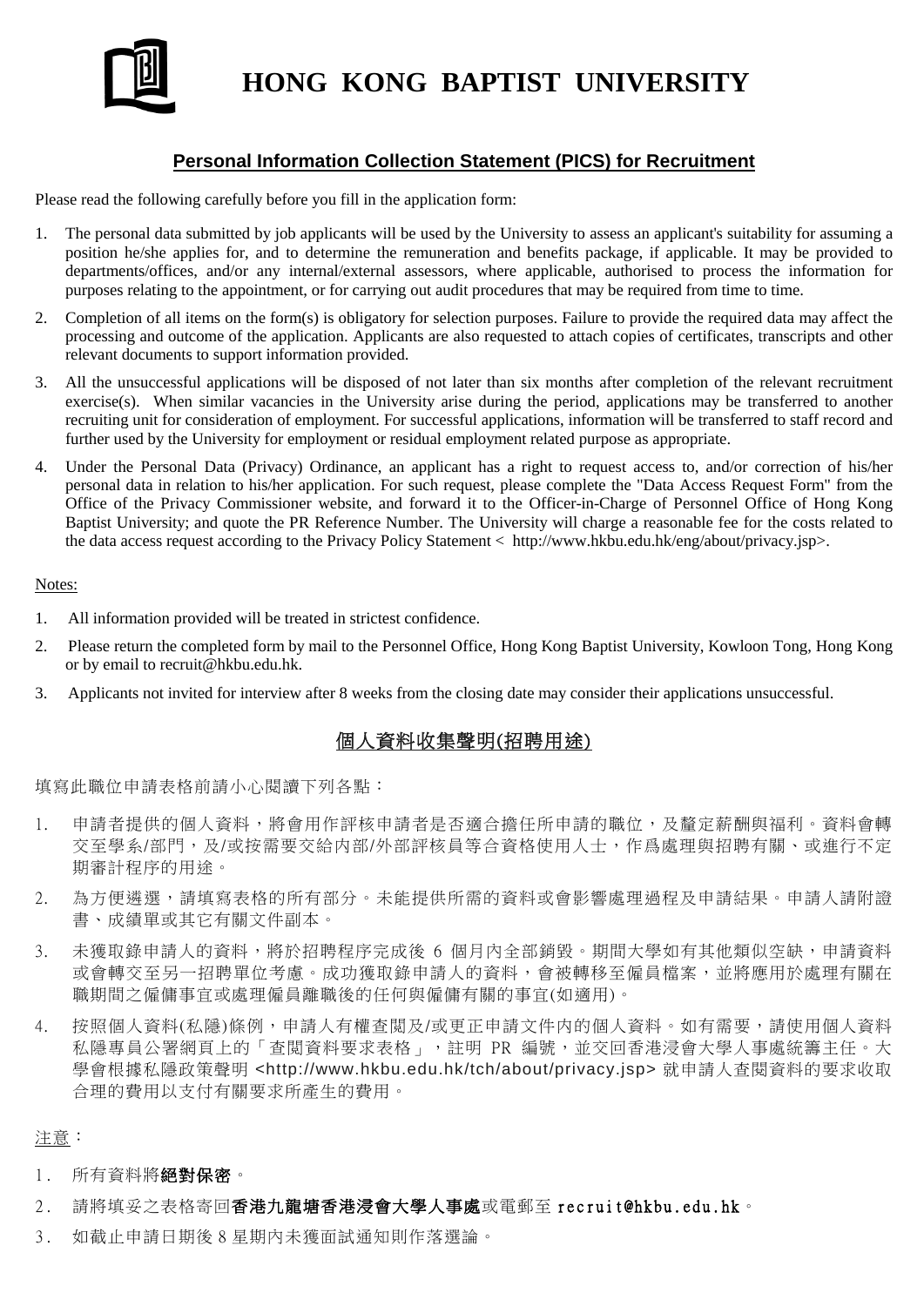# HONG KONG BAPTIST UNIVERSITY

## Personal Information Collection Statement (PICS) for Recruitment

Please read the following carefully before you fill in the application form:

1. The personal data submitted by job applicants will be used by the University to assess an applicant's suitability for assuming a position he/she applies for, and to determine the remuneration and benefits package, if applicable. It may be provided to departments/offices, and/or any internal/external assessors, where applicable, authorised to process the information for purposes relating to the appointment, or for carrying out audit procedures that may be required from time to time.
2. Completion of all items on the form(s) is obligatory for selection purposes. Failure to provide the required data may affect the processing and outcome of the application. Applicants are also requested to attach copies of certificates, transcripts and other relevant documents to support information provided.
3. All the unsuccessful applications will be disposed of not later than six months after completion of the relevant recruitment exercise(s). When similar vacancies in the University arise during the period, applications may be transferred to another recruiting unit for consideration of employment. For successful applications, information will be transferred to staff record and further used by the University for employment or residual employment related purpose as appropriate.
4. Under the Personal Data (Privacy) Ordinance, an applicant has a right to request access to, and/or correction of his/her personal data in relation to his/her application. For such request, please complete the "Data Access Request Form" from the Office of the Privacy Commissioner website, and forward it to the Officer-in-Charge of Personnel Office of Hong Kong Baptist University; and quote the PR Reference Number. The University will charge a reasonable fee for the costs related to the data access request according to the Privacy Policy Statement < http://www.hkbu.edu.hk/eng/about/privacy.jsp>.

Notes:

1. All information provided will be treated in strictest confidence.
2. Please return the completed form by mail to the Personnel Office, Hong Kong Baptist University, Kowloon Tong, Hong Kong or by email to recruit@hkbu.edu.hk.
3. Applicants not invited for interview after 8 weeks from the closing date may consider their applications unsuccessful.

## 個人資料收集聲明(招聘用途)

填寫此職位申請表格前請小心閱讀下列各點：

1. 申請者提供的個人資料，將會用作評核申請者是否適合擔任所申請的職位，及釐定薪酬與福利。資料會轉交至學系/部門，及/或按需要交給內部/外部評核員等合資格使用人士，作爲處理與招聘有關、或進行不定期審計程序的用途。
2. 為方便遴選，請填寫表格的所有部分。未能提供所需的資料或會影響處理過程及申請結果。申請人請附證書、成績單或其它有關文件副本。
3. 未獲取錄申請人的資料，將於招聘程序完成後 6 個月內全部銷毀。期間大學如有其他類似空缺，申請資料或會轉交至另一招聘單位考慮。成功獲取錄申請人的資料，會被轉移至僱員檔案，並將應用於處理有關在職期間之僱傭事宜或處理僱員離職後的任何與僱傭有關的事宜(如適用)。
4. 按照個人資料(私隱)條例，申請人有權查閱及/或更正申請文件內的個人資料。如有需要，請使用個人資料私隱專員公署網頁上的「查閱資料要求表格」，註明 PR 編號，並交回香港浸會大學人事處統籌主任。大學會根據私隱政策聲明 <http://www.hkbu.edu.hk/tch/about/privacy.jsp> 就申請人查閱資料的要求收取合理的費用以支付有關要求所產生的費用。

注意：

1. 所有資料將**絕對保密**。
2. 請將填妥之表格寄回**香港九龍塘香港浸會大學人事處**或電郵至 **recruit@hkbu.edu.hk**。
3. 如截止申請日期後 8 星期內未獲面試通知則作落選論。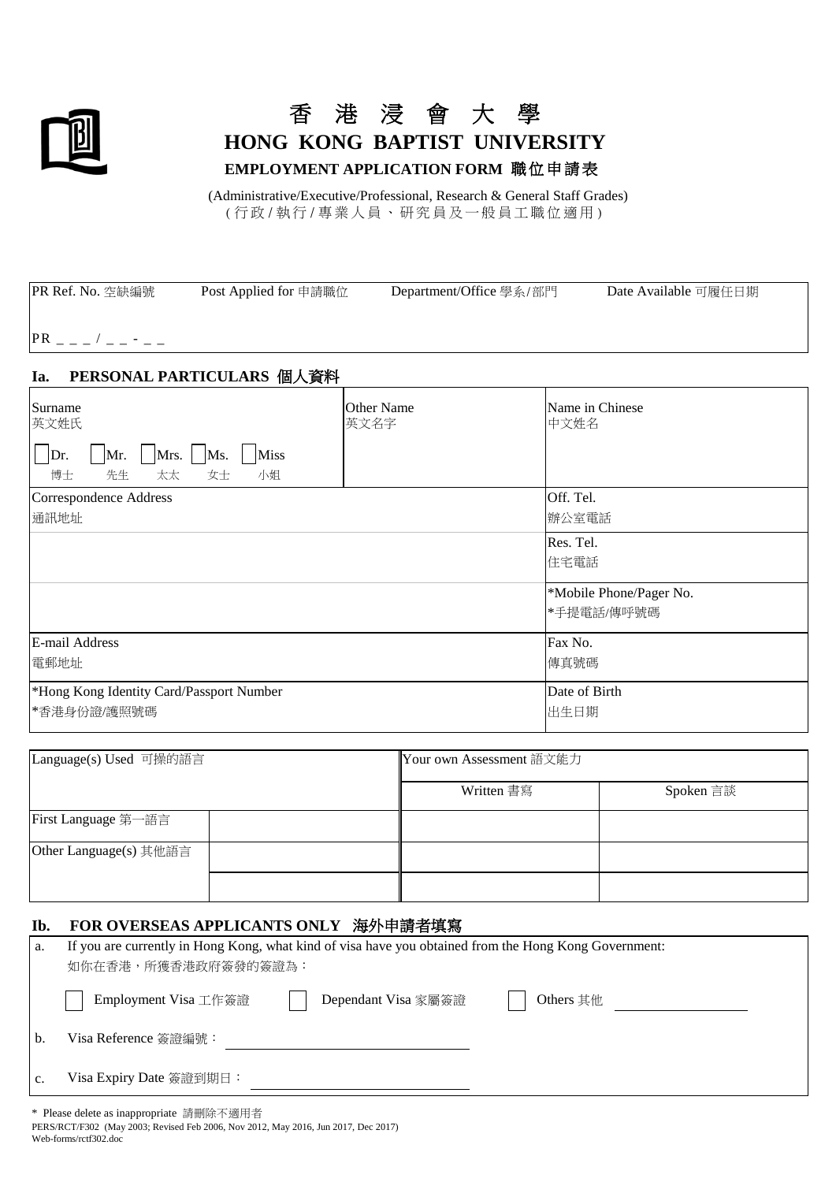# 香 港 浸 會 大 學
# HONG KONG BAPTIST UNIVERSITY

**EMPLOYMENT APPLICATION FORM 職位申請表**

(Administrative/Executive/Professional, Research & General Staff Grades)
( 行政 / 執行 / 專業人員、研究員及一般員工職位適用 )

| PR Ref. No. 空缺編號 | Post Applied for 申請職位 | Department/Office 學系/部門 | Date Available 可履任日期 |
|---|---|---|---|
| PR _ _ _ / _ _ - _ _ | | | |

## Ia. PERSONAL PARTICULARS 個人資料

| Surname 英文姓氏 | Other Name 英文名字 | Name in Chinese 中文姓名 |
|---|---|---|
| ☐ Dr. 博士 ☐ Mr. 先生 ☐ Mrs. 太太 ☐ Ms. 女士 ☐ Miss 小姐 | | |
| Correspondence Address 通訊地址 | | Off. Tel. 辦公室電話 |
| | | Res. Tel. 住宅電話 |
| | | *Mobile Phone/Pager No. *手提電話/傳呼號碼 |
| E-mail Address 電郵地址 | | Fax No. 傳真號碼 |
| *Hong Kong Identity Card/Passport Number *香港身份證/護照號碼 | | Date of Birth 出生日期 |

| Language(s) Used 可操的語言 | | Your own Assessment 語文能力 | |
|---|---|---|---|
| | | Written 書寫 | Spoken 言談 |
| First Language 第一語言 | | | |
| Other Language(s) 其他語言 | | | |
| | | | |

## Ib. FOR OVERSEAS APPLICANTS ONLY 海外申請者填寫

a. If you are currently in Hong Kong, what kind of visa have you obtained from the Hong Kong Government:
如你在香港，所獲香港政府簽發的簽證為：

☐ Employment Visa 工作簽證 ☐ Dependant Visa 家屬簽證 ☐ Others 其他 ____________

b. Visa Reference 簽證編號：____________

c. Visa Expiry Date 簽證到期日：____________

\* Please delete as inappropriate 請刪除不適用者

PERS/RCT/F302 (May 2003; Revised Feb 2006, Nov 2012, May 2016, Jun 2017, Dec 2017)
Web-forms/rctf302.doc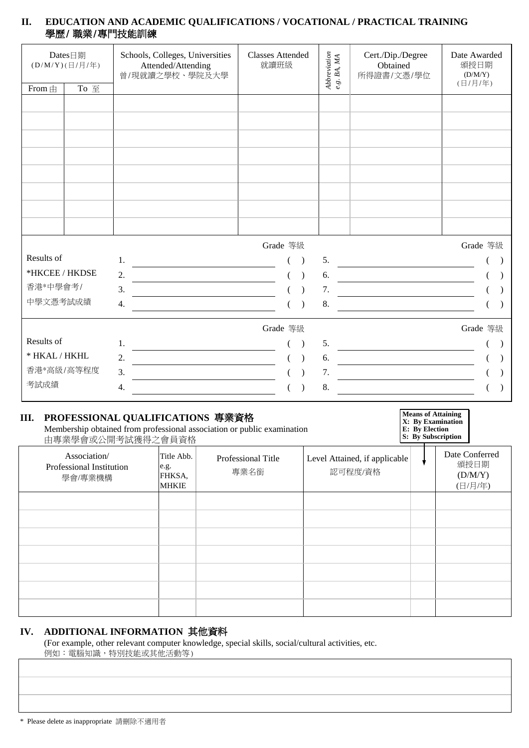## II. EDUCATION AND ACADEMIC QUALIFICATIONS / VOCATIONAL / PRACTICAL TRAINING 學歷/ 職業/專門技能訓練

| Dates日期 (D/M/Y)(日/月/年) From 由 | To 至 | Schools, Colleges, Universities Attended/Attending 曾/現就讀之學校、學院及大學 | Classes Attended 就讀班級 | *Abbreviation e.g. BA, MA* | Cert./Dip./Degree Obtained 所得證書/文憑/學位 | Date Awarded 頒授日期 (D/M/Y) (日/月/年) |
|---|---|---|---|---|---|---|
| | | | | | | |
| | | | | | | |
| | | | | | | |
| | | | | | | |
| | | | | | | |
| | | | | | | |
| | | | | | | |
| | | | | | | |

Results of *HKCEE / HKDSE 香港*中學會考/ 中學文憑考試成績

| | Subject | Grade 等級 | | Subject | Grade 等級 |
|---|---|---|---|---|---|
| 1. | | ( ) | 5. | | ( ) |
| 2. | | ( ) | 6. | | ( ) |
| 3. | | ( ) | 7. | | ( ) |
| 4. | | ( ) | 8. | | ( ) |

Results of * HKAL / HKHL 香港*高級/高等程度 考試成績

| | Subject | Grade 等級 | | Subject | Grade 等級 |
|---|---|---|---|---|---|
| 1. | | ( ) | 5. | | ( ) |
| 2. | | ( ) | 6. | | ( ) |
| 3. | | ( ) | 7. | | ( ) |
| 4. | | ( ) | 8. | | ( ) |

## III. PROFESSIONAL QUALIFICATIONS 專業資格

Membership obtained from professional association or public examination
由專業學會或公開考試獲得之會員資格

**Means of Attaining**
**X: By Examination**
**E: By Election**
**S: By Subscription**

| Association/ Professional Institution 學會/專業機構 | Title Abb. e.g. FHKSA, MHKIE | Professional Title 專業名銜 | Level Attained, if applicable 認可程度/資格 | ↓ | Date Conferred 頒授日期 (D/M/Y) (日/月/年) |
|---|---|---|---|---|---|
| | | | | | |
| | | | | | |
| | | | | | |
| | | | | | |
| | | | | | |
| | | | | | |
| | | | | | |

## IV. ADDITIONAL INFORMATION 其他資料

(For example, other relevant computer knowledge, special skills, social/cultural activities, etc.
例如：電腦知識，特別技能或其他活動等)

| |
|---|
| |
| |
| |

\* Please delete as inappropriate 請刪除不適用者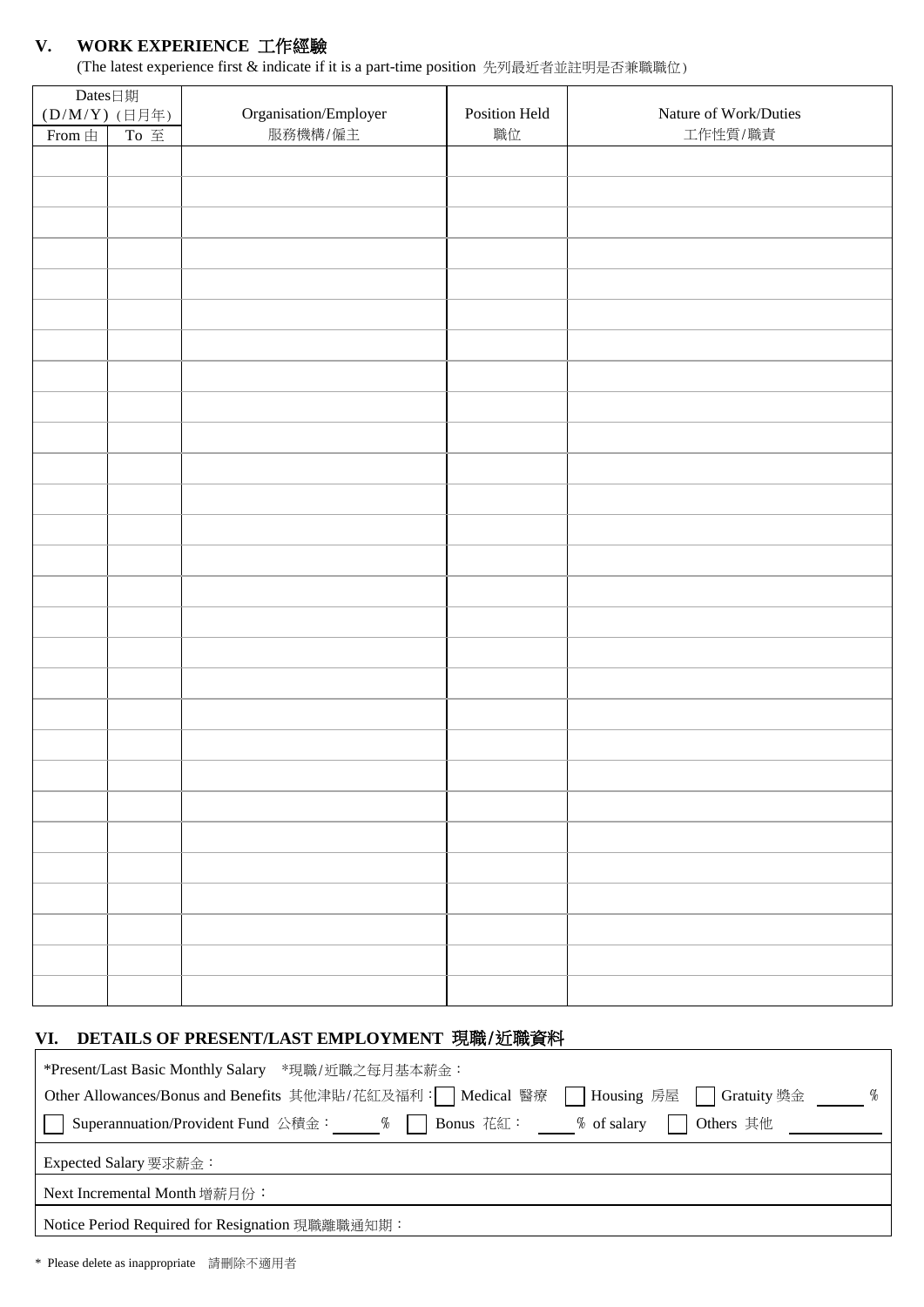## V. WORK EXPERIENCE 工作經驗

(The latest experience first & indicate if it is a part-time position 先列最近者並註明是否兼職職位)

| Dates日期 (D/M/Y) (日月年) | | Organisation/Employer 服務機構/僱主 | Position Held 職位 | Nature of Work/Duties 工作性質/職責 |
|---|---|---|---|---|
| From 由 | To 至 | | | |
| | | | | |
| | | | | |
| | | | | |
| | | | | |
| | | | | |
| | | | | |
| | | | | |
| | | | | |
| | | | | |
| | | | | |
| | | | | |
| | | | | |
| | | | | |
| | | | | |
| | | | | |
| | | | | |
| | | | | |
| | | | | |
| | | | | |
| | | | | |
| | | | | |
| | | | | |
| | | | | |
| | | | | |
| | | | | |
| | | | | |
| | | | | |
| | | | | |

## VI. DETAILS OF PRESENT/LAST EMPLOYMENT 現職/近職資料

*Present/Last Basic Monthly Salary *現職/近職之每月基本薪金：

Other Allowances/Bonus and Benefits 其他津貼/花紅及福利：☐ Medical 醫療 ☐ Housing 房屋 ☐ Gratuity 獎金 ______ %

☐ Superannuation/Provident Fund 公積金：______ % ☐ Bonus 花紅：______ % of salary ☐ Others 其他 ____________

Expected Salary 要求薪金：

Next Incremental Month 增薪月份：

Notice Period Required for Resignation 現職離職通知期：

\* Please delete as inappropriate 請刪除不適用者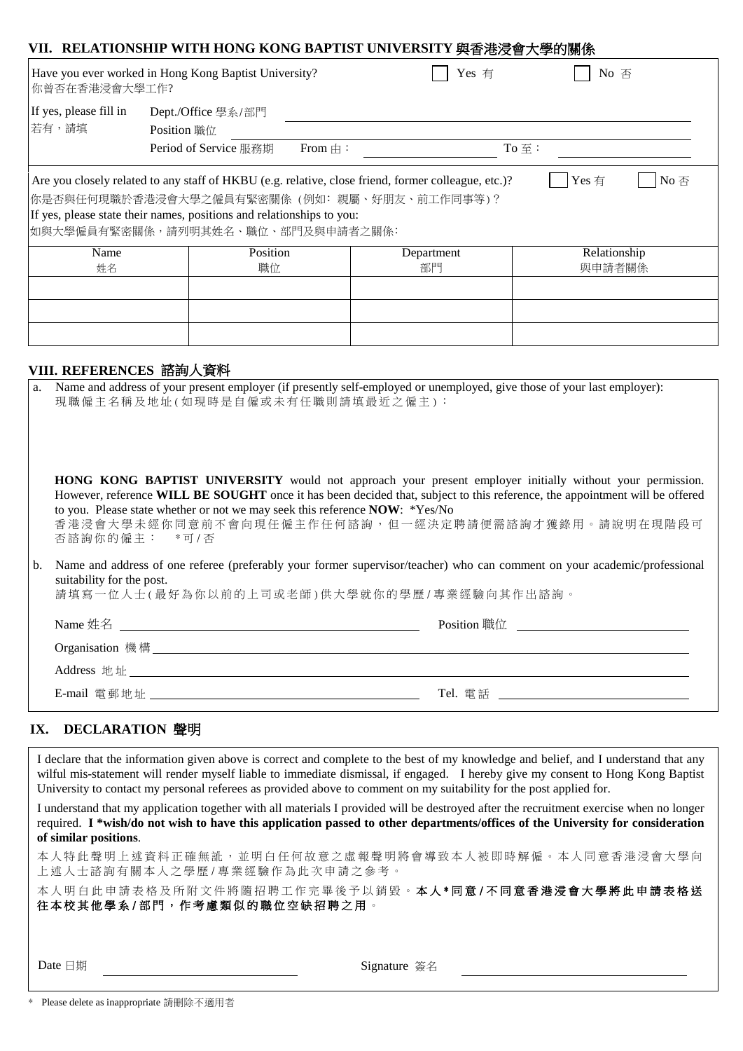## VII. RELATIONSHIP WITH HONG KONG BAPTIST UNIVERSITY 與香港浸會大學的關係

Have you ever worked in Hong Kong Baptist University?
你曾否在香港浸會大學工作? ☐ Yes 有 ☐ No 否

If yes, please fill in
若有，請填

Dept./Office 學系/部門 ____________________

Position 職位 ____________________

Period of Service 服務期 From 由： ____________ To 至： ____________

Are you closely related to any staff of HKBU (e.g. relative, close friend, former colleague, etc.)? ☐ Yes 有 ☐ No 否
你是否與任何現職於香港浸會大學之僱員有緊密關係（例如：親屬、好朋友、前工作同事等）？
If yes, please state their names, positions and relationships to you:
如與大學僱員有緊密關係，請列明其姓名、職位、部門及與申請者之關係:

| Name 姓名 | Position 職位 | Department 部門 | Relationship 與申請者關係 |
|---|---|---|---|
| | | | |
| | | | |
| | | | |

## VIII. REFERENCES 諮詢人資料

a. Name and address of your present employer (if presently self-employed or unemployed, give those of your last employer):
現職僱主名稱及地址(如現時是自僱或未有任職則請填最近之僱主)：

**HONG KONG BAPTIST UNIVERSITY** would not approach your present employer initially without your permission. However, reference **WILL BE SOUGHT** once it has been decided that, subject to this reference, the appointment will be offered to you. Please state whether or not we may seek this reference **NOW**: *Yes/No
香港浸會大學未經你同意前不會向現任僱主作任何諮詢，但一經決定聘請便需諮詢才獲錄用。請說明在現階段可否諮詢你的僱主： *可/否

b. Name and address of one referee (preferably your former supervisor/teacher) who can comment on your academic/professional suitability for the post.
請填寫一位人士(最好為你以前的上司或老師)供大學就你的學歷/專業經驗向其作出諮詢。

Name 姓名 ____________________ Position 職位 ____________________

Organisation 機構 ____________________

Address 地址 ____________________

E-mail 電郵地址 ____________________ Tel. 電話 ____________________

## IX. DECLARATION 聲明

I declare that the information given above is correct and complete to the best of my knowledge and belief, and I understand that any wilful mis-statement will render myself liable to immediate dismissal, if engaged. I hereby give my consent to Hong Kong Baptist University to contact my personal referees as provided above to comment on my suitability for the post applied for.

I understand that my application together with all materials I provided will be destroyed after the recruitment exercise when no longer required. **I *wish/do not wish to have this application passed to other departments/offices of the University for consideration of similar positions**.

本人特此聲明上述資料正確無訛，並明白任何故意之虛報聲明將會導致本人被即時解僱。本人同意香港浸會大學向上述人士諮詢有關本人之學歷/專業經驗作為此次申請之參考。

本人明白此申請表格及所附文件將隨招聘工作完畢後予以銷毀。**本人*同意/不同意香港浸會大學將此申請表格送往本校其他學系/部門，作考慮類似的職位空缺招聘之用**。

Date 日期 ____________________ Signature 簽名 ____________________

\* Please delete as inappropriate 請刪除不適用者